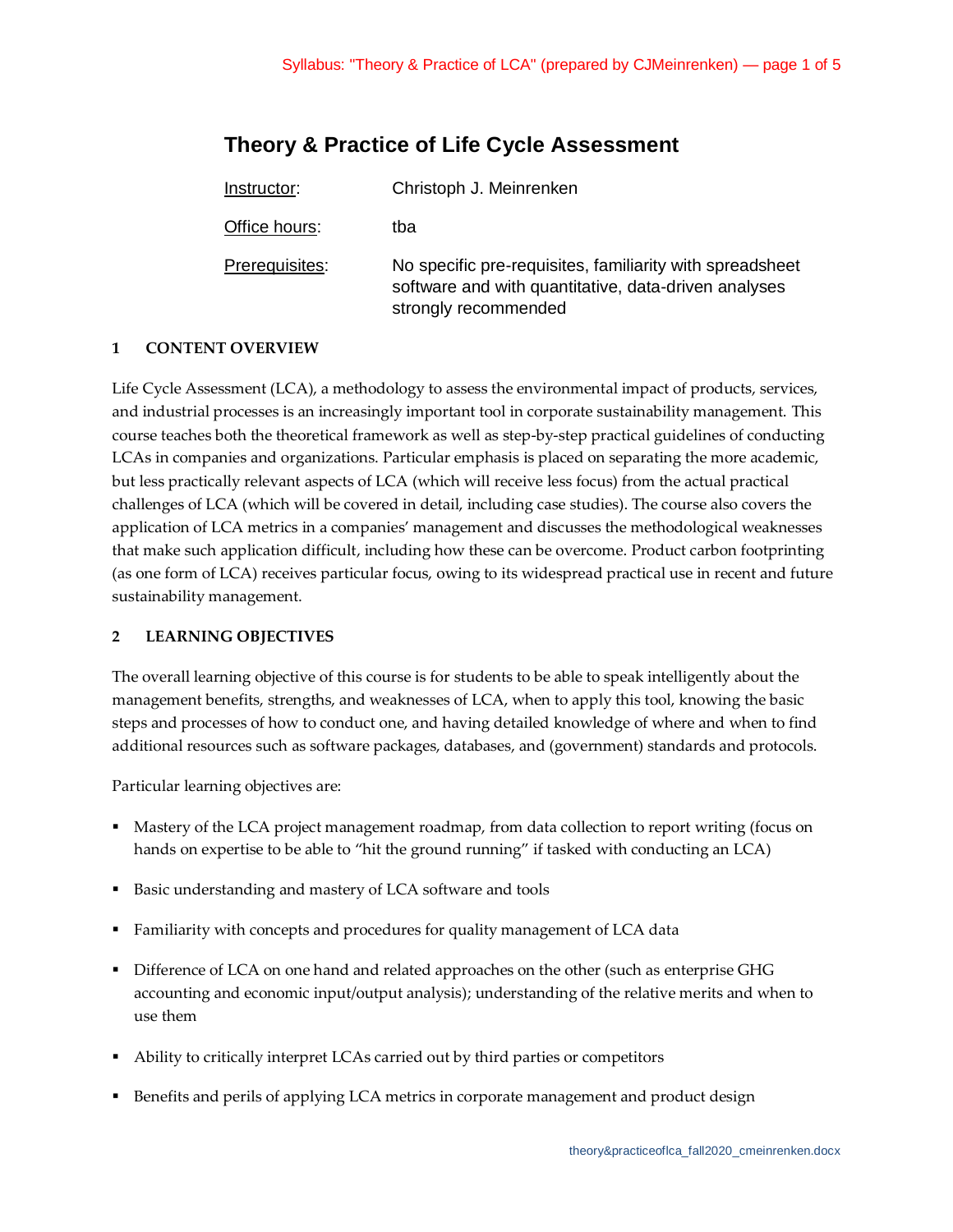# Theory & Practice of Life Cycle Assessment

Instructor: Christoph J. Meinrenken

Office hours: tba

Prerequisites: No specific pre-requisites, familiarity with spreadsheet software and with quantitative, data-driven analyses strongly recommended

## 1 CONTENT OVERVIEW

Life Cycle Assessment (LCA), a methodology to assess the environmental impact of products, services, and industrial processes is an increasingly important tool in corporate sustainability management. This course teaches both the theoretical framework as well as step-by-step practical guidelines of conducting LCAs in companies and organizations. Particular emphasis is placed on separating the more academic, but less practically relevant aspects of LCA (which will receive less focus) from the actual practical challenges of LCA (which will be covered in detail, including case studies). The course also covers the application of LCA metrics in a companies' management and discusses the methodological weaknesses that make such application difficult, including how these can be overcome. Product carbon footprinting (as one form of LCA) receives particular focus, owing to its widespread practical use in recent and future sustainability management.

## 2 LEARNING OBJECTIVES

The overall learning objective of this course is for students to be able to speak intelligently about the management benefits, strengths, and weaknesses of LCA, when to apply this tool, knowing the basic steps and processes of how to conduct one, and having detailed knowledge of where and when to find additional resources such as software packages, databases, and (government) standards and protocols.

Particular learning objectives are:

- Mastery of the LCA project management roadmap, from data collection to report writing (focus on hands on expertise to be able to "hit the ground running" if tasked with conducting an LCA)
- Basic understanding and mastery of LCA software and tools
- Familiarity with concepts and procedures for quality management of LCA data
- Difference of LCA on one hand and related approaches on the other (such as enterprise GHG accounting and economic input/output analysis); understanding of the relative merits and when to use them
- Ability to critically interpret LCAs carried out by third parties or competitors
- Benefits and perils of applying LCA metrics in corporate management and product design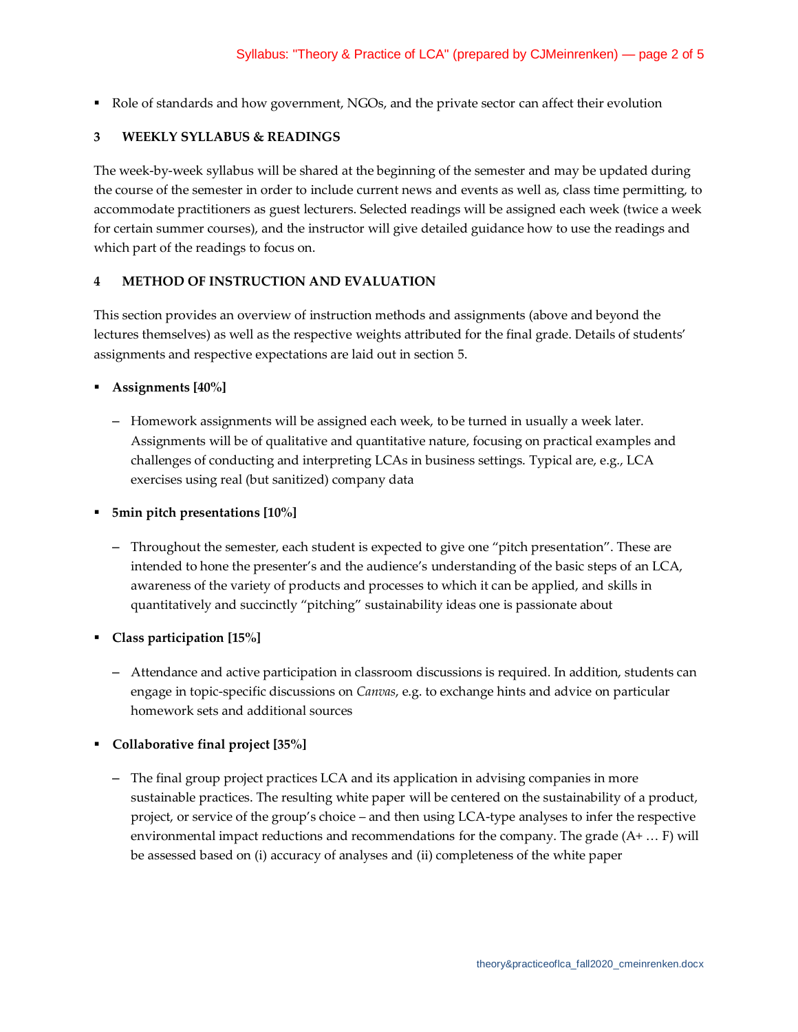- Role of standards and how government, NGOs, and the private sector can affect their evolution

## 3 WEEKLY SYLLABUS & READINGS

The week-by-week syllabus will be shared at the beginning of the semester and may be updated during the course of the semester in order to include current news and events as well as, class time permitting, to accommodate practitioners as guest lecturers. Selected readings will be assigned each week (twice a week for certain summer courses), and the instructor will give detailed guidance how to use the readings and which part of the readings to focus on.

## 4 METHOD OF INSTRUCTION AND EVALUATION

This section provides an overview of instruction methods and assignments (above and beyond the lectures themselves) as well as the respective weights attributed for the final grade. Details of students' assignments and respective expectations are laid out in section 5.

- **Assignments [40%]**
  - Homework assignments will be assigned each week, to be turned in usually a week later. Assignments will be of qualitative and quantitative nature, focusing on practical examples and challenges of conducting and interpreting LCAs in business settings. Typical are, e.g., LCA exercises using real (but sanitized) company data

- **5min pitch presentations [10%]**
  - Throughout the semester, each student is expected to give one "pitch presentation". These are intended to hone the presenter's and the audience's understanding of the basic steps of an LCA, awareness of the variety of products and processes to which it can be applied, and skills in quantitatively and succinctly "pitching" sustainability ideas one is passionate about

- **Class participation [15%]**
  - Attendance and active participation in classroom discussions is required. In addition, students can engage in topic-specific discussions on *Canvas*, e.g. to exchange hints and advice on particular homework sets and additional sources

- **Collaborative final project [35%]**
  - The final group project practices LCA and its application in advising companies in more sustainable practices. The resulting white paper will be centered on the sustainability of a product, project, or service of the group's choice – and then using LCA-type analyses to infer the respective environmental impact reductions and recommendations for the company. The grade (A+ … F) will be assessed based on (i) accuracy of analyses and (ii) completeness of the white paper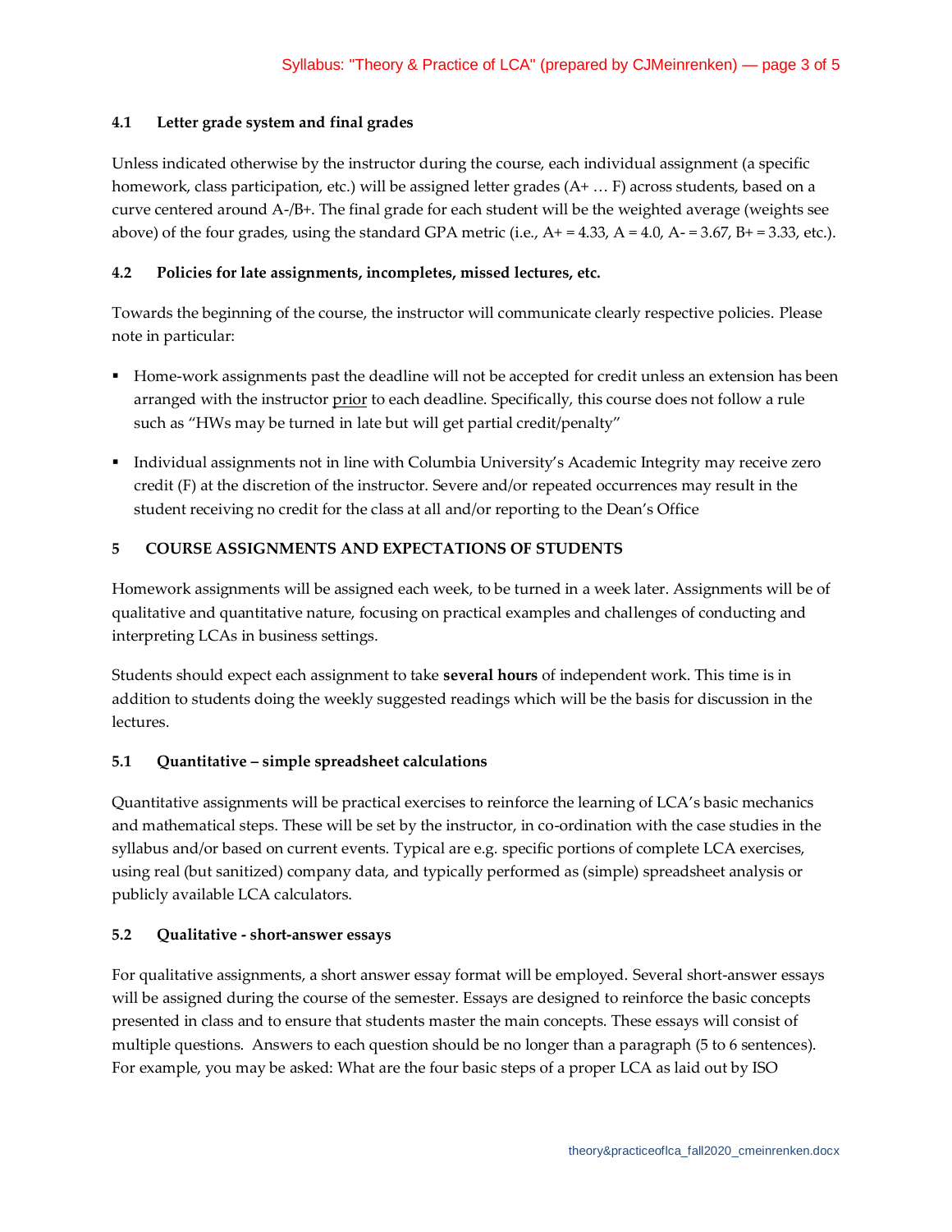### 4.1 Letter grade system and final grades

Unless indicated otherwise by the instructor during the course, each individual assignment (a specific homework, class participation, etc.) will be assigned letter grades (A+ … F) across students, based on a curve centered around A-/B+. The final grade for each student will be the weighted average (weights see above) of the four grades, using the standard GPA metric (i.e., A+ = 4.33, A = 4.0, A- = 3.67, B+ = 3.33, etc.).

### 4.2 Policies for late assignments, incompletes, missed lectures, etc.

Towards the beginning of the course, the instructor will communicate clearly respective policies. Please note in particular:

- Home-work assignments past the deadline will not be accepted for credit unless an extension has been arranged with the instructor prior to each deadline. Specifically, this course does not follow a rule such as "HWs may be turned in late but will get partial credit/penalty"
- Individual assignments not in line with Columbia University's Academic Integrity may receive zero credit (F) at the discretion of the instructor. Severe and/or repeated occurrences may result in the student receiving no credit for the class at all and/or reporting to the Dean's Office

## 5 COURSE ASSIGNMENTS AND EXPECTATIONS OF STUDENTS

Homework assignments will be assigned each week, to be turned in a week later. Assignments will be of qualitative and quantitative nature, focusing on practical examples and challenges of conducting and interpreting LCAs in business settings.

Students should expect each assignment to take **several hours** of independent work. This time is in addition to students doing the weekly suggested readings which will be the basis for discussion in the lectures.

### 5.1 Quantitative – simple spreadsheet calculations

Quantitative assignments will be practical exercises to reinforce the learning of LCA's basic mechanics and mathematical steps. These will be set by the instructor, in co-ordination with the case studies in the syllabus and/or based on current events. Typical are e.g. specific portions of complete LCA exercises, using real (but sanitized) company data, and typically performed as (simple) spreadsheet analysis or publicly available LCA calculators.

### 5.2 Qualitative - short-answer essays

For qualitative assignments, a short answer essay format will be employed. Several short-answer essays will be assigned during the course of the semester. Essays are designed to reinforce the basic concepts presented in class and to ensure that students master the main concepts. These essays will consist of multiple questions. Answers to each question should be no longer than a paragraph (5 to 6 sentences). For example, you may be asked: What are the four basic steps of a proper LCA as laid out by ISO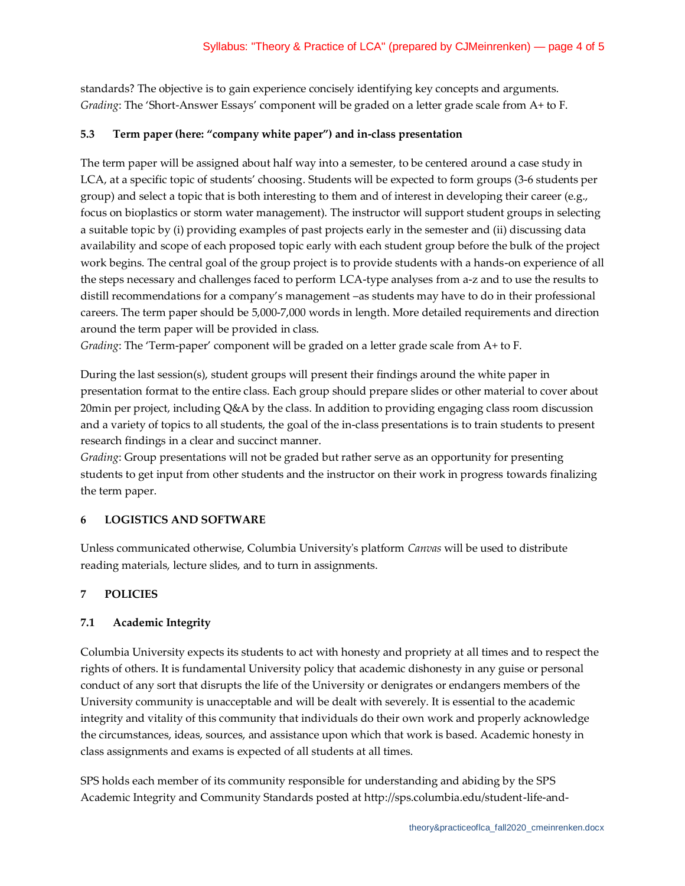standards? The objective is to gain experience concisely identifying key concepts and arguments.
*Grading*: The 'Short-Answer Essays' component will be graded on a letter grade scale from A+ to F.

### 5.3 Term paper (here: "company white paper") and in-class presentation

The term paper will be assigned about half way into a semester, to be centered around a case study in LCA, at a specific topic of students' choosing. Students will be expected to form groups (3-6 students per group) and select a topic that is both interesting to them and of interest in developing their career (e.g., focus on bioplastics or storm water management). The instructor will support student groups in selecting a suitable topic by (i) providing examples of past projects early in the semester and (ii) discussing data availability and scope of each proposed topic early with each student group before the bulk of the project work begins. The central goal of the group project is to provide students with a hands-on experience of all the steps necessary and challenges faced to perform LCA-type analyses from a-z and to use the results to distill recommendations for a company's management –as students may have to do in their professional careers. The term paper should be 5,000-7,000 words in length. More detailed requirements and direction around the term paper will be provided in class.
*Grading*: The 'Term-paper' component will be graded on a letter grade scale from A+ to F.

During the last session(s), student groups will present their findings around the white paper in presentation format to the entire class. Each group should prepare slides or other material to cover about 20min per project, including Q&A by the class. In addition to providing engaging class room discussion and a variety of topics to all students, the goal of the in-class presentations is to train students to present research findings in a clear and succinct manner.
*Grading*: Group presentations will not be graded but rather serve as an opportunity for presenting students to get input from other students and the instructor on their work in progress towards finalizing the term paper.

## 6 LOGISTICS AND SOFTWARE

Unless communicated otherwise, Columbia University's platform *Canvas* will be used to distribute reading materials, lecture slides, and to turn in assignments.

## 7 POLICIES

### 7.1 Academic Integrity

Columbia University expects its students to act with honesty and propriety at all times and to respect the rights of others. It is fundamental University policy that academic dishonesty in any guise or personal conduct of any sort that disrupts the life of the University or denigrates or endangers members of the University community is unacceptable and will be dealt with severely. It is essential to the academic integrity and vitality of this community that individuals do their own work and properly acknowledge the circumstances, ideas, sources, and assistance upon which that work is based. Academic honesty in class assignments and exams is expected of all students at all times.

SPS holds each member of its community responsible for understanding and abiding by the SPS Academic Integrity and Community Standards posted at http://sps.columbia.edu/student-life-and-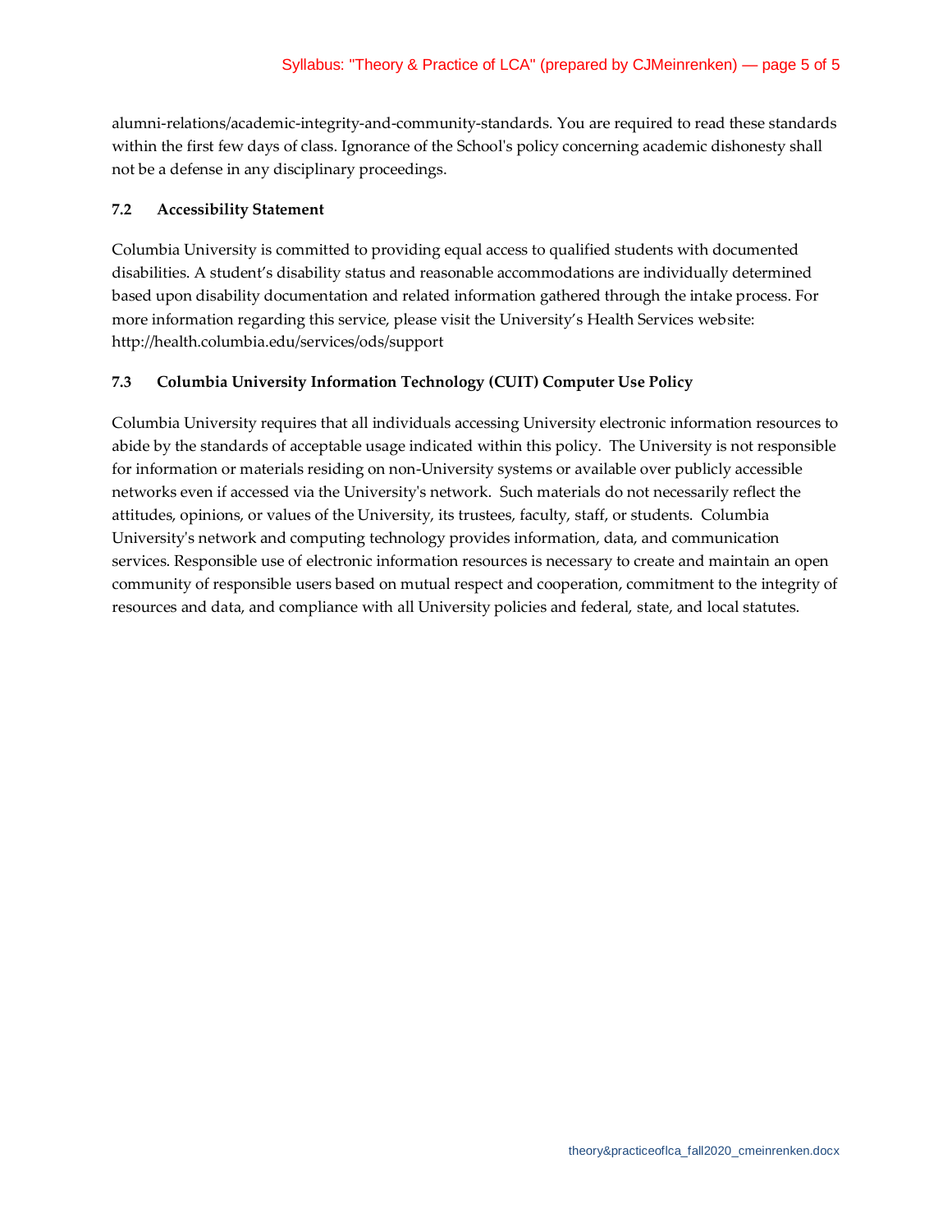alumni-relations/academic-integrity-and-community-standards. You are required to read these standards within the first few days of class. Ignorance of the School's policy concerning academic dishonesty shall not be a defense in any disciplinary proceedings.

### 7.2 Accessibility Statement

Columbia University is committed to providing equal access to qualified students with documented disabilities. A student's disability status and reasonable accommodations are individually determined based upon disability documentation and related information gathered through the intake process. For more information regarding this service, please visit the University's Health Services website: http://health.columbia.edu/services/ods/support

### 7.3 Columbia University Information Technology (CUIT) Computer Use Policy

Columbia University requires that all individuals accessing University electronic information resources to abide by the standards of acceptable usage indicated within this policy. The University is not responsible for information or materials residing on non-University systems or available over publicly accessible networks even if accessed via the University's network. Such materials do not necessarily reflect the attitudes, opinions, or values of the University, its trustees, faculty, staff, or students. Columbia University's network and computing technology provides information, data, and communication services. Responsible use of electronic information resources is necessary to create and maintain an open community of responsible users based on mutual respect and cooperation, commitment to the integrity of resources and data, and compliance with all University policies and federal, state, and local statutes.